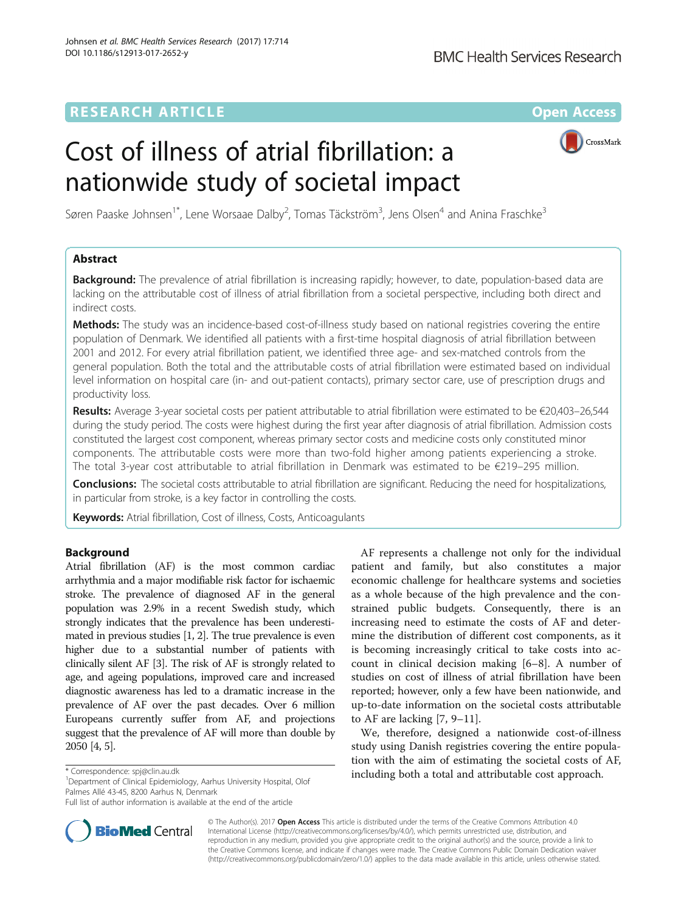RESEARCH ARTICLE

Open Access

# Cost of illness of atrial fibrillation: a nationwide study of societal impact

Søren Paaske Johnsen[1*], Lene Worsaae Dalby[2], Tomas Täckström[3], Jens Olsen[4] and Anina Fraschke[3]

## Abstract

**Background:** The prevalence of atrial fibrillation is increasing rapidly; however, to date, population-based data are lacking on the attributable cost of illness of atrial fibrillation from a societal perspective, including both direct and indirect costs.

**Methods:** The study was an incidence-based cost-of-illness study based on national registries covering the entire population of Denmark. We identified all patients with a first-time hospital diagnosis of atrial fibrillation between 2001 and 2012. For every atrial fibrillation patient, we identified three age- and sex-matched controls from the general population. Both the total and the attributable costs of atrial fibrillation were estimated based on individual level information on hospital care (in- and out-patient contacts), primary sector care, use of prescription drugs and productivity loss.

**Results:** Average 3-year societal costs per patient attributable to atrial fibrillation were estimated to be €20,403–26,544 during the study period. The costs were highest during the first year after diagnosis of atrial fibrillation. Admission costs constituted the largest cost component, whereas primary sector costs and medicine costs only constituted minor components. The attributable costs were more than two-fold higher among patients experiencing a stroke. The total 3-year cost attributable to atrial fibrillation in Denmark was estimated to be €219–295 million.

**Conclusions:** The societal costs attributable to atrial fibrillation are significant. Reducing the need for hospitalizations, in particular from stroke, is a key factor in controlling the costs.

**Keywords:** Atrial fibrillation, Cost of illness, Costs, Anticoagulants

## Background

Atrial fibrillation (AF) is the most common cardiac arrhythmia and a major modifiable risk factor for ischaemic stroke. The prevalence of diagnosed AF in the general population was 2.9% in a recent Swedish study, which strongly indicates that the prevalence has been underestimated in previous studies [1, 2]. The true prevalence is even higher due to a substantial number of patients with clinically silent AF [3]. The risk of AF is strongly related to age, and ageing populations, improved care and increased diagnostic awareness has led to a dramatic increase in the prevalence of AF over the past decades. Over 6 million Europeans currently suffer from AF, and projections suggest that the prevalence of AF will more than double by 2050 [4, 5].

AF represents a challenge not only for the individual patient and family, but also constitutes a major economic challenge for healthcare systems and societies as a whole because of the high prevalence and the constrained public budgets. Consequently, there is an increasing need to estimate the costs of AF and determine the distribution of different cost components, as it is becoming increasingly critical to take costs into account in clinical decision making [6–8]. A number of studies on cost of illness of atrial fibrillation have been reported; however, only a few have been nationwide, and up-to-date information on the societal costs attributable to AF are lacking [7, 9–11].

We, therefore, designed a nationwide cost-of-illness study using Danish registries covering the entire population with the aim of estimating the societal costs of AF, including both a total and attributable cost approach.

\* Correspondence: spj@clin.au.dk
[1]Department of Clinical Epidemiology, Aarhus University Hospital, Olof Palmes Allé 43-45, 8200 Aarhus N, Denmark
Full list of author information is available at the end of the article

© The Author(s). 2017 **Open Access** This article is distributed under the terms of the Creative Commons Attribution 4.0 International License (http://creativecommons.org/licenses/by/4.0/), which permits unrestricted use, distribution, and reproduction in any medium, provided you give appropriate credit to the original author(s) and the source, provide a link to the Creative Commons license, and indicate if changes were made. The Creative Commons Public Domain Dedication waiver (http://creativecommons.org/publicdomain/zero/1.0/) applies to the data made available in this article, unless otherwise stated.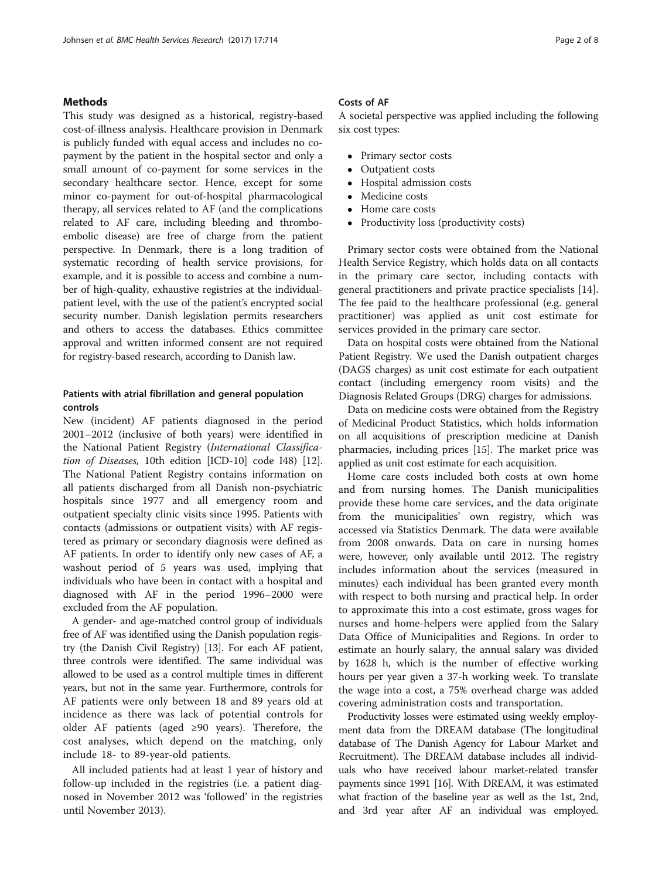## Methods

This study was designed as a historical, registry-based cost-of-illness analysis. Healthcare provision in Denmark is publicly funded with equal access and includes no co-payment by the patient in the hospital sector and only a small amount of co-payment for some services in the secondary healthcare sector. Hence, except for some minor co-payment for out-of-hospital pharmacological therapy, all services related to AF (and the complications related to AF care, including bleeding and thromboembolic disease) are free of charge from the patient perspective. In Denmark, there is a long tradition of systematic recording of health service provisions, for example, and it is possible to access and combine a number of high-quality, exhaustive registries at the individual-patient level, with the use of the patient's encrypted social security number. Danish legislation permits researchers and others to access the databases. Ethics committee approval and written informed consent are not required for registry-based research, according to Danish law.

### Patients with atrial fibrillation and general population controls

New (incident) AF patients diagnosed in the period 2001–2012 (inclusive of both years) were identified in the National Patient Registry (*International Classification of Diseases,* 10th edition [ICD-10] code I48) [12]. The National Patient Registry contains information on all patients discharged from all Danish non-psychiatric hospitals since 1977 and all emergency room and outpatient specialty clinic visits since 1995. Patients with contacts (admissions or outpatient visits) with AF registered as primary or secondary diagnosis were defined as AF patients. In order to identify only new cases of AF, a washout period of 5 years was used, implying that individuals who have been in contact with a hospital and diagnosed with AF in the period 1996–2000 were excluded from the AF population.

A gender- and age-matched control group of individuals free of AF was identified using the Danish population registry (the Danish Civil Registry) [13]. For each AF patient, three controls were identified. The same individual was allowed to be used as a control multiple times in different years, but not in the same year. Furthermore, controls for AF patients were only between 18 and 89 years old at incidence as there was lack of potential controls for older AF patients (aged ≥90 years). Therefore, the cost analyses, which depend on the matching, only include 18- to 89-year-old patients.

All included patients had at least 1 year of history and follow-up included in the registries (i.e. a patient diagnosed in November 2012 was 'followed' in the registries until November 2013).

### Costs of AF

A societal perspective was applied including the following six cost types:

- Primary sector costs
- Outpatient costs
- Hospital admission costs
- Medicine costs
- Home care costs
- Productivity loss (productivity costs)

Primary sector costs were obtained from the National Health Service Registry, which holds data on all contacts in the primary care sector, including contacts with general practitioners and private practice specialists [14]. The fee paid to the healthcare professional (e.g. general practitioner) was applied as unit cost estimate for services provided in the primary care sector.

Data on hospital costs were obtained from the National Patient Registry. We used the Danish outpatient charges (DAGS charges) as unit cost estimate for each outpatient contact (including emergency room visits) and the Diagnosis Related Groups (DRG) charges for admissions.

Data on medicine costs were obtained from the Registry of Medicinal Product Statistics, which holds information on all acquisitions of prescription medicine at Danish pharmacies, including prices [15]. The market price was applied as unit cost estimate for each acquisition.

Home care costs included both costs at own home and from nursing homes. The Danish municipalities provide these home care services, and the data originate from the municipalities' own registry, which was accessed via Statistics Denmark. The data were available from 2008 onwards. Data on care in nursing homes were, however, only available until 2012. The registry includes information about the services (measured in minutes) each individual has been granted every month with respect to both nursing and practical help. In order to approximate this into a cost estimate, gross wages for nurses and home-helpers were applied from the Salary Data Office of Municipalities and Regions. In order to estimate an hourly salary, the annual salary was divided by 1628 h, which is the number of effective working hours per year given a 37-h working week. To translate the wage into a cost, a 75% overhead charge was added covering administration costs and transportation.

Productivity losses were estimated using weekly employment data from the DREAM database (The longitudinal database of The Danish Agency for Labour Market and Recruitment). The DREAM database includes all individuals who have received labour market-related transfer payments since 1991 [16]. With DREAM, it was estimated what fraction of the baseline year as well as the 1st, 2nd, and 3rd year after AF an individual was employed.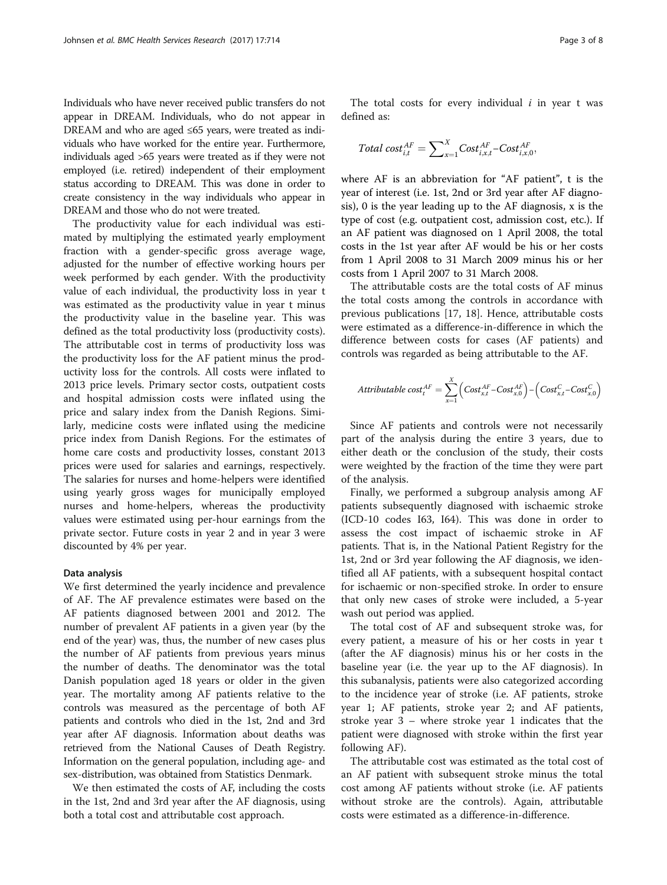Individuals who have never received public transfers do not appear in DREAM. Individuals, who do not appear in DREAM and who are aged ≤65 years, were treated as individuals who have worked for the entire year. Furthermore, individuals aged >65 years were treated as if they were not employed (i.e. retired) independent of their employment status according to DREAM. This was done in order to create consistency in the way individuals who appear in DREAM and those who do not were treated.

The productivity value for each individual was estimated by multiplying the estimated yearly employment fraction with a gender-specific gross average wage, adjusted for the number of effective working hours per week performed by each gender. With the productivity value of each individual, the productivity loss in year t was estimated as the productivity value in year t minus the productivity value in the baseline year. This was defined as the total productivity loss (productivity costs). The attributable cost in terms of productivity loss was the productivity loss for the AF patient minus the productivity loss for the controls. All costs were inflated to 2013 price levels. Primary sector costs, outpatient costs and hospital admission costs were inflated using the price and salary index from the Danish Regions. Similarly, medicine costs were inflated using the medicine price index from Danish Regions. For the estimates of home care costs and productivity losses, constant 2013 prices were used for salaries and earnings, respectively. The salaries for nurses and home-helpers were identified using yearly gross wages for municipally employed nurses and home-helpers, whereas the productivity values were estimated using per-hour earnings from the private sector. Future costs in year 2 and in year 3 were discounted by 4% per year.

### Data analysis

We first determined the yearly incidence and prevalence of AF. The AF prevalence estimates were based on the AF patients diagnosed between 2001 and 2012. The number of prevalent AF patients in a given year (by the end of the year) was, thus, the number of new cases plus the number of AF patients from previous years minus the number of deaths. The denominator was the total Danish population aged 18 years or older in the given year. The mortality among AF patients relative to the controls was measured as the percentage of both AF patients and controls who died in the 1st, 2nd and 3rd year after AF diagnosis. Information about deaths was retrieved from the National Causes of Death Registry. Information on the general population, including age- and sex-distribution, was obtained from Statistics Denmark.

We then estimated the costs of AF, including the costs in the 1st, 2nd and 3rd year after the AF diagnosis, using both a total cost and attributable cost approach.

The total costs for every individual $i$ in year t was defined as:

$$Total\ cost_{i,t}^{AF} = \sum\nolimits_{x=1}^{X} Cost_{i,x,t}^{AF} - Cost_{i,x,0}^{AF},$$

where AF is an abbreviation for "AF patient", t is the year of interest (i.e. 1st, 2nd or 3rd year after AF diagnosis), 0 is the year leading up to the AF diagnosis, x is the type of cost (e.g. outpatient cost, admission cost, etc.). If an AF patient was diagnosed on 1 April 2008, the total costs in the 1st year after AF would be his or her costs from 1 April 2008 to 31 March 2009 minus his or her costs from 1 April 2007 to 31 March 2008.

The attributable costs are the total costs of AF minus the total costs among the controls in accordance with previous publications [17, 18]. Hence, attributable costs were estimated as a difference-in-difference in which the difference between costs for cases (AF patients) and controls was regarded as being attributable to the AF.

$$Attributable\ cost_{t}^{AF} = \sum_{x=1}^{X} \left( Cost_{x,t}^{AF} - Cost_{x,0}^{AF} \right) - \left( Cost_{x,t}^{C} - Cost_{x,0}^{C} \right)$$

Since AF patients and controls were not necessarily part of the analysis during the entire 3 years, due to either death or the conclusion of the study, their costs were weighted by the fraction of the time they were part of the analysis.

Finally, we performed a subgroup analysis among AF patients subsequently diagnosed with ischaemic stroke (ICD-10 codes I63, I64). This was done in order to assess the cost impact of ischaemic stroke in AF patients. That is, in the National Patient Registry for the 1st, 2nd or 3rd year following the AF diagnosis, we identified all AF patients, with a subsequent hospital contact for ischaemic or non-specified stroke. In order to ensure that only new cases of stroke were included, a 5-year wash out period was applied.

The total cost of AF and subsequent stroke was, for every patient, a measure of his or her costs in year t (after the AF diagnosis) minus his or her costs in the baseline year (i.e. the year up to the AF diagnosis). In this subanalysis, patients were also categorized according to the incidence year of stroke (i.e. AF patients, stroke year 1; AF patients, stroke year 2; and AF patients, stroke year 3 – where stroke year 1 indicates that the patient were diagnosed with stroke within the first year following AF).

The attributable cost was estimated as the total cost of an AF patient with subsequent stroke minus the total cost among AF patients without stroke (i.e. AF patients without stroke are the controls). Again, attributable costs were estimated as a difference-in-difference.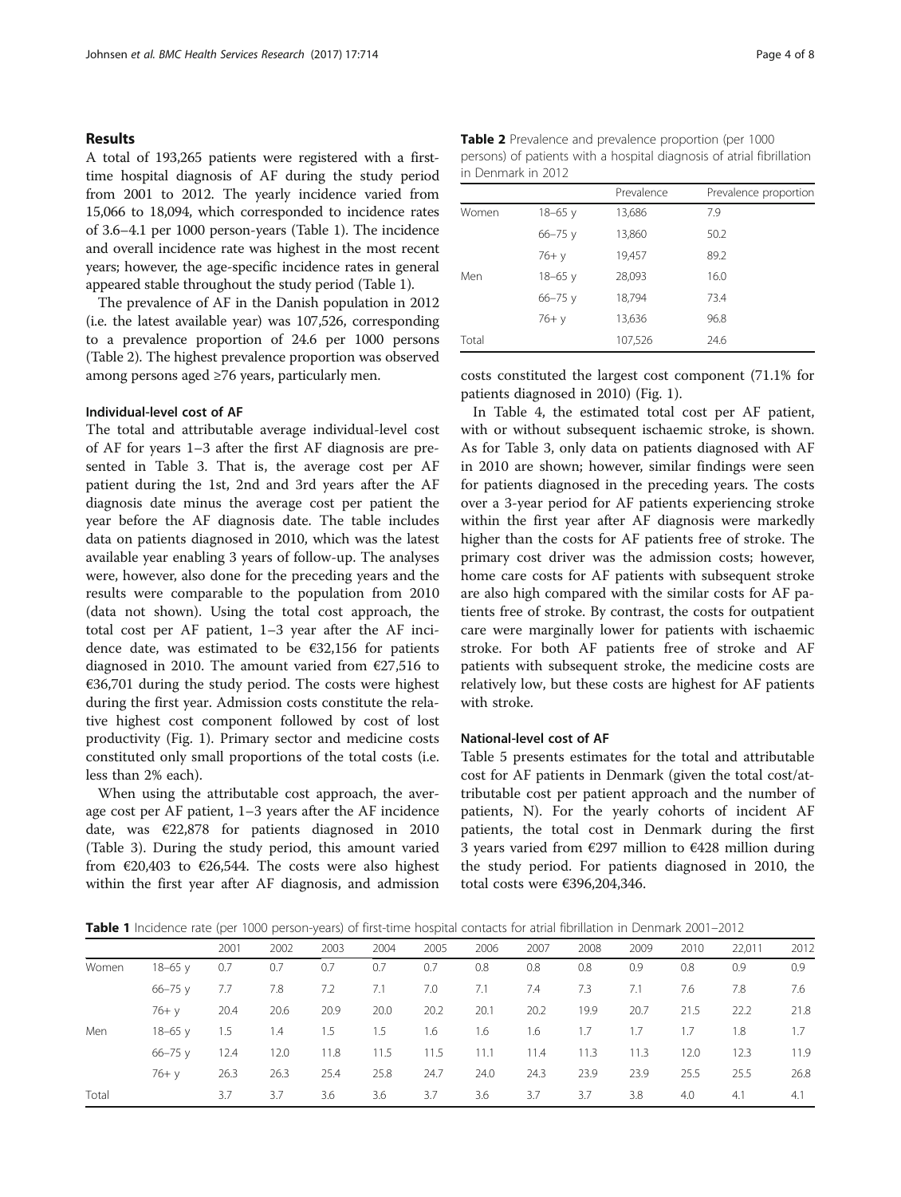## Results

A total of 193,265 patients were registered with a first-time hospital diagnosis of AF during the study period from 2001 to 2012. The yearly incidence varied from 15,066 to 18,094, which corresponded to incidence rates of 3.6–4.1 per 1000 person-years (Table 1). The incidence and overall incidence rate was highest in the most recent years; however, the age-specific incidence rates in general appeared stable throughout the study period (Table 1).

The prevalence of AF in the Danish population in 2012 (i.e. the latest available year) was 107,526, corresponding to a prevalence proportion of 24.6 per 1000 persons (Table 2). The highest prevalence proportion was observed among persons aged ≥76 years, particularly men.

### Individual-level cost of AF

The total and attributable average individual-level cost of AF for years 1–3 after the first AF diagnosis are presented in Table 3. That is, the average cost per AF patient during the 1st, 2nd and 3rd years after the AF diagnosis date minus the average cost per patient the year before the AF diagnosis date. The table includes data on patients diagnosed in 2010, which was the latest available year enabling 3 years of follow-up. The analyses were, however, also done for the preceding years and the results were comparable to the population from 2010 (data not shown). Using the total cost approach, the total cost per AF patient, 1–3 year after the AF incidence date, was estimated to be €32,156 for patients diagnosed in 2010. The amount varied from €27,516 to €36,701 during the study period. The costs were highest during the first year. Admission costs constitute the relative highest cost component followed by cost of lost productivity (Fig. 1). Primary sector and medicine costs constituted only small proportions of the total costs (i.e. less than 2% each).

When using the attributable cost approach, the average cost per AF patient, 1–3 years after the AF incidence date, was €22,878 for patients diagnosed in 2010 (Table 3). During the study period, this amount varied from €20,403 to €26,544. The costs were also highest within the first year after AF diagnosis, and admission costs constituted the largest cost component (71.1% for patients diagnosed in 2010) (Fig. 1).

In Table 4, the estimated total cost per AF patient, with or without subsequent ischaemic stroke, is shown. As for Table 3, only data on patients diagnosed with AF in 2010 are shown; however, similar findings were seen for patients diagnosed in the preceding years. The costs over a 3-year period for AF patients experiencing stroke within the first year after AF diagnosis were markedly higher than the costs for AF patients free of stroke. The primary cost driver was the admission costs; however, home care costs for AF patients with subsequent stroke are also high compared with the similar costs for AF patients free of stroke. By contrast, the costs for outpatient care were marginally lower for patients with ischaemic stroke. For both AF patients free of stroke and AF patients with subsequent stroke, the medicine costs are relatively low, but these costs are highest for AF patients with stroke.

### National-level cost of AF

Table 5 presents estimates for the total and attributable cost for AF patients in Denmark (given the total cost/attributable cost per patient approach and the number of patients, N). For the yearly cohorts of incident AF patients, the total cost in Denmark during the first 3 years varied from €297 million to €428 million during the study period. For patients diagnosed in 2010, the total costs were €396,204,346.

**Table 2** Prevalence and prevalence proportion (per 1000 persons) of patients with a hospital diagnosis of atrial fibrillation in Denmark in 2012

| | | Prevalence | Prevalence proportion |
|---|---|---|---|
| Women | 18–65 y | 13,686 | 7.9 |
| | 66–75 y | 13,860 | 50.2 |
| | 76+ y | 19,457 | 89.2 |
| Men | 18–65 y | 28,093 | 16.0 |
| | 66–75 y | 18,794 | 73.4 |
| | 76+ y | 13,636 | 96.8 |
| Total | | 107,526 | 24.6 |

**Table 1** Incidence rate (per 1000 person-years) of first-time hospital contacts for atrial fibrillation in Denmark 2001–2012

| | | 2001 | 2002 | 2003 | 2004 | 2005 | 2006 | 2007 | 2008 | 2009 | 2010 | 22,011 | 2012 |
|---|---|---|---|---|---|---|---|---|---|---|---|---|---|
| Women | 18–65 y | 0.7 | 0.7 | 0.7 | 0.7 | 0.7 | 0.8 | 0.8 | 0.8 | 0.9 | 0.8 | 0.9 | 0.9 |
| | 66–75 y | 7.7 | 7.8 | 7.2 | 7.1 | 7.0 | 7.1 | 7.4 | 7.3 | 7.1 | 7.6 | 7.8 | 7.6 |
| | 76+ y | 20.4 | 20.6 | 20.9 | 20.0 | 20.2 | 20.1 | 20.2 | 19.9 | 20.7 | 21.5 | 22.2 | 21.8 |
| Men | 18–65 y | 1.5 | 1.4 | 1.5 | 1.5 | 1.6 | 1.6 | 1.6 | 1.7 | 1.7 | 1.7 | 1.8 | 1.7 |
| | 66–75 y | 12.4 | 12.0 | 11.8 | 11.5 | 11.5 | 11.1 | 11.4 | 11.3 | 11.3 | 12.0 | 12.3 | 11.9 |
| | 76+ y | 26.3 | 26.3 | 25.4 | 25.8 | 24.7 | 24.0 | 24.3 | 23.9 | 23.9 | 25.5 | 25.5 | 26.8 |
| Total | | 3.7 | 3.7 | 3.6 | 3.6 | 3.7 | 3.6 | 3.7 | 3.7 | 3.8 | 4.0 | 4.1 | 4.1 |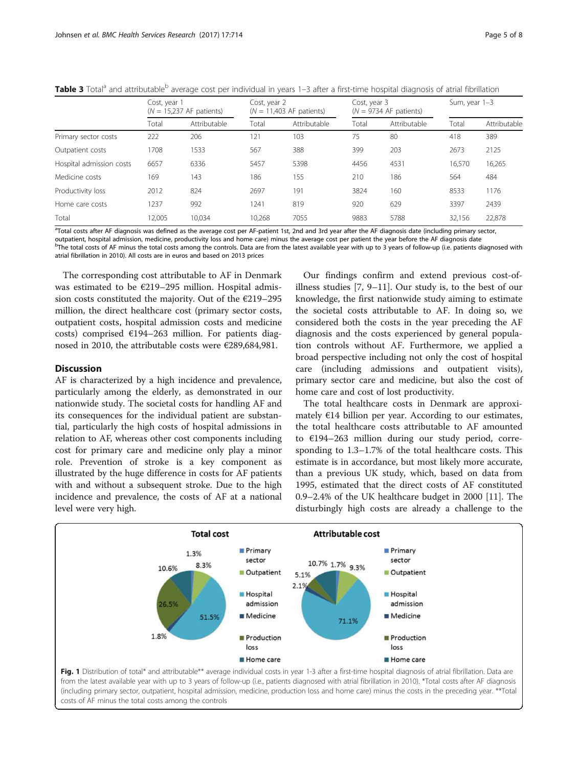**Table 3** Total[a] and attributable[b] average cost per individual in years 1–3 after a first-time hospital diagnosis of atrial fibrillation

| | Cost, year 1 ($N$ = 15,237 AF patients) | | Cost, year 2 ($N$ = 11,403 AF patients) | | Cost, year 3 ($N$ = 9734 AF patients) | | Sum, year 1–3 | |
|---|---|---|---|---|---|---|---|---|
| | Total | Attributable | Total | Attributable | Total | Attributable | Total | Attributable |
| Primary sector costs | 222 | 206 | 121 | 103 | 75 | 80 | 418 | 389 |
| Outpatient costs | 1708 | 1533 | 567 | 388 | 399 | 203 | 2673 | 2125 |
| Hospital admission costs | 6657 | 6336 | 5457 | 5398 | 4456 | 4531 | 16,570 | 16,265 |
| Medicine costs | 169 | 143 | 186 | 155 | 210 | 186 | 564 | 484 |
| Productivity loss | 2012 | 824 | 2697 | 191 | 3824 | 160 | 8533 | 1176 |
| Home care costs | 1237 | 992 | 1241 | 819 | 920 | 629 | 3397 | 2439 |
| Total | 12,005 | 10,034 | 10,268 | 7055 | 9883 | 5788 | 32,156 | 22,878 |

[a]Total costs after AF diagnosis was defined as the average cost per AF-patient 1st, 2nd and 3rd year after the AF diagnosis date (including primary sector, outpatient, hospital admission, medicine, productivity loss and home care) minus the average cost per patient the year before the AF diagnosis date
[b]The total costs of AF minus the total costs among the controls. Data are from the latest available year with up to 3 years of follow-up (i.e. patients diagnosed with atrial fibrillation in 2010). All costs are in euros and based on 2013 prices

The corresponding cost attributable to AF in Denmark was estimated to be €219–295 million. Hospital admission costs constituted the majority. Out of the €219–295 million, the direct healthcare cost (primary sector costs, outpatient costs, hospital admission costs and medicine costs) comprised €194–263 million. For patients diagnosed in 2010, the attributable costs were €289,684,981.

## Discussion

AF is characterized by a high incidence and prevalence, particularly among the elderly, as demonstrated in our nationwide study. The societal costs for handling AF and its consequences for the individual patient are substantial, particularly the high costs of hospital admissions in relation to AF, whereas other cost components including cost for primary care and medicine only play a minor role. Prevention of stroke is a key component as illustrated by the huge difference in costs for AF patients with and without a subsequent stroke. Due to the high incidence and prevalence, the costs of AF at a national level were very high.

Our findings confirm and extend previous cost-of-illness studies [7, 9–11]. Our study is, to the best of our knowledge, the first nationwide study aiming to estimate the societal costs attributable to AF. In doing so, we considered both the costs in the year preceding the AF diagnosis and the costs experienced by general population controls without AF. Furthermore, we applied a broad perspective including not only the cost of hospital care (including admissions and outpatient visits), primary sector care and medicine, but also the cost of home care and cost of lost productivity.

The total healthcare costs in Denmark are approximately €14 billion per year. According to our estimates, the total healthcare costs attributable to AF amounted to €194–263 million during our study period, corresponding to 1.3–1.7% of the total healthcare costs. This estimate is in accordance, but most likely more accurate, than a previous UK study, which, based on data from 1995, estimated that the direct costs of AF constituted 0.9–2.4% of the UK healthcare budget in 2000 [11]. The disturbingly high costs are already a challenge to the

**Fig. 1** Distribution of total* and attributable** average individual costs in year 1-3 after a first-time hospital diagnosis of atrial fibrillation. Data are from the latest available year with up to 3 years of follow-up (i.e., patients diagnosed with atrial fibrillation in 2010). *Total costs after AF diagnosis (including primary sector, outpatient, hospital admission, medicine, production loss and home care) minus the costs in the preceding year. **Total costs of AF minus the total costs among the controls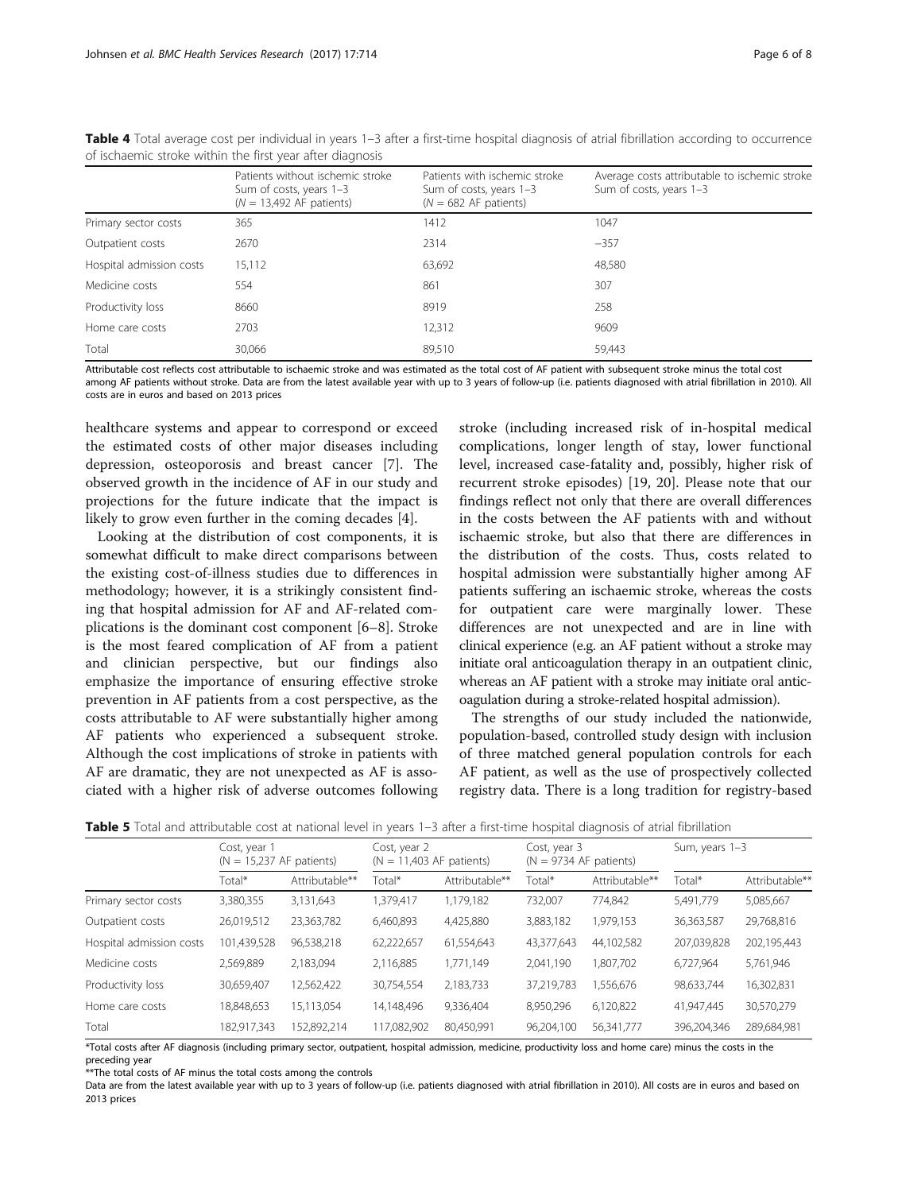**Table 4** Total average cost per individual in years 1–3 after a first-time hospital diagnosis of atrial fibrillation according to occurrence of ischaemic stroke within the first year after diagnosis

| | Patients without ischemic stroke Sum of costs, years 1–3 ($N$ = 13,492 AF patients) | Patients with ischemic stroke Sum of costs, years 1–3 ($N$ = 682 AF patients) | Average costs attributable to ischemic stroke Sum of costs, years 1–3 |
|---|---|---|---|
| Primary sector costs | 365 | 1412 | 1047 |
| Outpatient costs | 2670 | 2314 | −357 |
| Hospital admission costs | 15,112 | 63,692 | 48,580 |
| Medicine costs | 554 | 861 | 307 |
| Productivity loss | 8660 | 8919 | 258 |
| Home care costs | 2703 | 12,312 | 9609 |
| Total | 30,066 | 89,510 | 59,443 |

Attributable cost reflects cost attributable to ischaemic stroke and was estimated as the total cost of AF patient with subsequent stroke minus the total cost among AF patients without stroke. Data are from the latest available year with up to 3 years of follow-up (i.e. patients diagnosed with atrial fibrillation in 2010). All costs are in euros and based on 2013 prices

healthcare systems and appear to correspond or exceed the estimated costs of other major diseases including depression, osteoporosis and breast cancer [7]. The observed growth in the incidence of AF in our study and projections for the future indicate that the impact is likely to grow even further in the coming decades [4].

Looking at the distribution of cost components, it is somewhat difficult to make direct comparisons between the existing cost-of-illness studies due to differences in methodology; however, it is a strikingly consistent finding that hospital admission for AF and AF-related complications is the dominant cost component [6–8]. Stroke is the most feared complication of AF from a patient and clinician perspective, but our findings also emphasize the importance of ensuring effective stroke prevention in AF patients from a cost perspective, as the costs attributable to AF were substantially higher among AF patients who experienced a subsequent stroke. Although the cost implications of stroke in patients with AF are dramatic, they are not unexpected as AF is associated with a higher risk of adverse outcomes following stroke (including increased risk of in-hospital medical complications, longer length of stay, lower functional level, increased case-fatality and, possibly, higher risk of recurrent stroke episodes) [19, 20]. Please note that our findings reflect not only that there are overall differences in the costs between the AF patients with and without ischaemic stroke, but also that there are differences in the distribution of the costs. Thus, costs related to hospital admission were substantially higher among AF patients suffering an ischaemic stroke, whereas the costs for outpatient care were marginally lower. These differences are not unexpected and are in line with clinical experience (e.g. an AF patient without a stroke may initiate oral anticoagulation therapy in an outpatient clinic, whereas an AF patient with a stroke may initiate oral anticoagulation during a stroke-related hospital admission).

The strengths of our study included the nationwide, population-based, controlled study design with inclusion of three matched general population controls for each AF patient, as well as the use of prospectively collected registry data. There is a long tradition for registry-based

**Table 5** Total and attributable cost at national level in years 1–3 after a first-time hospital diagnosis of atrial fibrillation

| | Cost, year 1 (N = 15,237 AF patients) | | Cost, year 2 (N = 11,403 AF patients) | | Cost, year 3 (N = 9734 AF patients) | | Sum, years 1–3 | |
|---|---|---|---|---|---|---|---|---|
| | Total* | Attributable** | Total* | Attributable** | Total* | Attributable** | Total* | Attributable** |
| Primary sector costs | 3,380,355 | 3,131,643 | 1,379,417 | 1,179,182 | 732,007 | 774,842 | 5,491,779 | 5,085,667 |
| Outpatient costs | 26,019,512 | 23,363,782 | 6,460,893 | 4,425,880 | 3,883,182 | 1,979,153 | 36,363,587 | 29,768,816 |
| Hospital admission costs | 101,439,528 | 96,538,218 | 62,222,657 | 61,554,643 | 43,377,643 | 44,102,582 | 207,039,828 | 202,195,443 |
| Medicine costs | 2,569,889 | 2,183,094 | 2,116,885 | 1,771,149 | 2,041,190 | 1,807,702 | 6,727,964 | 5,761,946 |
| Productivity loss | 30,659,407 | 12,562,422 | 30,754,554 | 2,183,733 | 37,219,783 | 1,556,676 | 98,633,744 | 16,302,831 |
| Home care costs | 18,848,653 | 15,113,054 | 14,148,496 | 9,336,404 | 8,950,296 | 6,120,822 | 41,947,445 | 30,570,279 |
| Total | 182,917,343 | 152,892,214 | 117,082,902 | 80,450,991 | 96,204,100 | 56,341,777 | 396,204,346 | 289,684,981 |

*Total costs after AF diagnosis (including primary sector, outpatient, hospital admission, medicine, productivity loss and home care) minus the costs in the preceding year

**The total costs of AF minus the total costs among the controls

Data are from the latest available year with up to 3 years of follow-up (i.e. patients diagnosed with atrial fibrillation in 2010). All costs are in euros and based on 2013 prices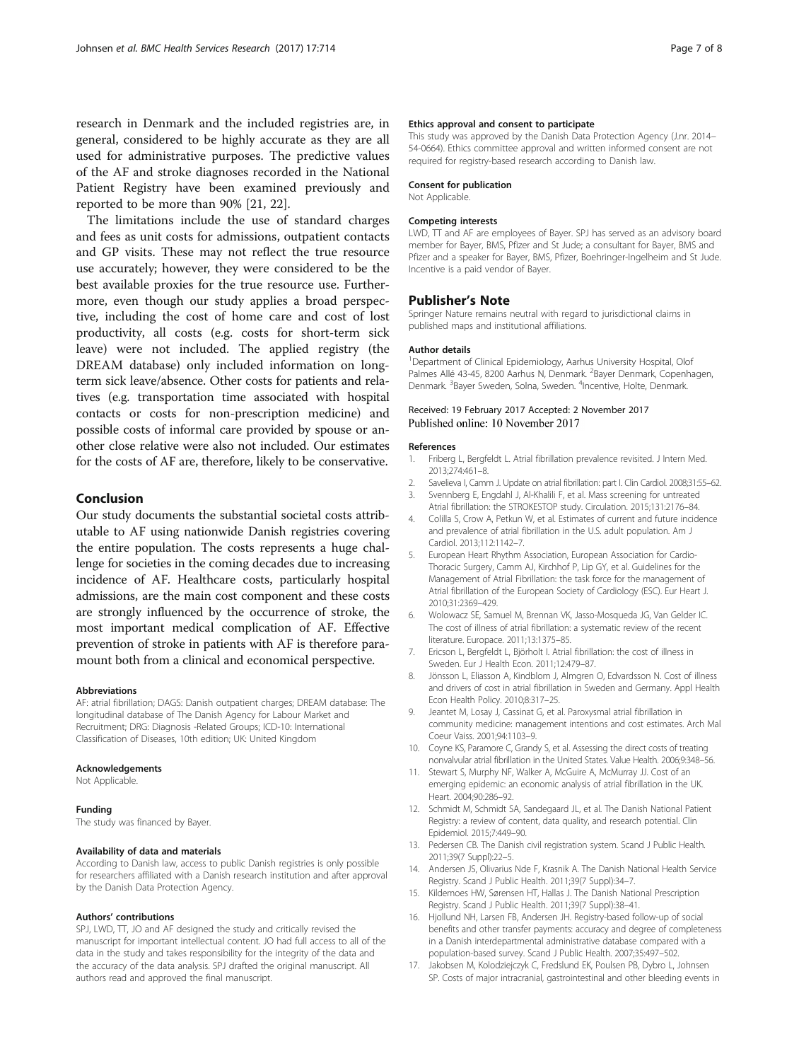research in Denmark and the included registries are, in general, considered to be highly accurate as they are all used for administrative purposes. The predictive values of the AF and stroke diagnoses recorded in the National Patient Registry have been examined previously and reported to be more than 90% [21, 22].

The limitations include the use of standard charges and fees as unit costs for admissions, outpatient contacts and GP visits. These may not reflect the true resource use accurately; however, they were considered to be the best available proxies for the true resource use. Furthermore, even though our study applies a broad perspective, including the cost of home care and cost of lost productivity, all costs (e.g. costs for short-term sick leave) were not included. The applied registry (the DREAM database) only included information on long-term sick leave/absence. Other costs for patients and relatives (e.g. transportation time associated with hospital contacts or costs for non-prescription medicine) and possible costs of informal care provided by spouse or another close relative were also not included. Our estimates for the costs of AF are, therefore, likely to be conservative.

## Conclusion

Our study documents the substantial societal costs attributable to AF using nationwide Danish registries covering the entire population. The costs represents a huge challenge for societies in the coming decades due to increasing incidence of AF. Healthcare costs, particularly hospital admissions, are the main cost component and these costs are strongly influenced by the occurrence of stroke, the most important medical complication of AF. Effective prevention of stroke in patients with AF is therefore paramount both from a clinical and economical perspective.

#### Abbreviations

AF: atrial fibrillation; DAGS: Danish outpatient charges; DREAM database: The longitudinal database of The Danish Agency for Labour Market and Recruitment; DRG: Diagnosis -Related Groups; ICD-10: International Classification of Diseases, 10th edition; UK: United Kingdom

#### Acknowledgements

Not Applicable.

#### Funding

The study was financed by Bayer.

#### Availability of data and materials

According to Danish law, access to public Danish registries is only possible for researchers affiliated with a Danish research institution and after approval by the Danish Data Protection Agency.

#### Authors' contributions

SPJ, LWD, TT, JO and AF designed the study and critically revised the manuscript for important intellectual content. JO had full access to all of the data in the study and takes responsibility for the integrity of the data and the accuracy of the data analysis. SPJ drafted the original manuscript. All authors read and approved the final manuscript.

#### Ethics approval and consent to participate

This study was approved by the Danish Data Protection Agency (J.nr. 2014–54-0664). Ethics committee approval and written informed consent are not required for registry-based research according to Danish law.

#### Consent for publication

Not Applicable.

#### Competing interests

LWD, TT and AF are employees of Bayer. SPJ has served as an advisory board member for Bayer, BMS, Pfizer and St Jude; a consultant for Bayer, BMS and Pfizer and a speaker for Bayer, BMS, Pfizer, Boehringer-Ingelheim and St Jude. Incentive is a paid vendor of Bayer.

## Publisher's Note

Springer Nature remains neutral with regard to jurisdictional claims in published maps and institutional affiliations.

#### Author details

[1]Department of Clinical Epidemiology, Aarhus University Hospital, Olof Palmes Allé 43-45, 8200 Aarhus N, Denmark. [2]Bayer Denmark, Copenhagen, Denmark. [3]Bayer Sweden, Solna, Sweden. [4]Incentive, Holte, Denmark.

Received: 19 February 2017 Accepted: 2 November 2017
Published online: 10 November 2017

#### References

1. Friberg L, Bergfeldt L. Atrial fibrillation prevalence revisited. J Intern Med. 2013;274:461–8.
2. Savelieva I, Camm J. Update on atrial fibrillation: part I. Clin Cardiol. 2008;31:55–62.
3. Svennberg E, Engdahl J, Al-Khalili F, et al. Mass screening for untreated Atrial fibrillation: the STROKESTOP study. Circulation. 2015;131:2176–84.
4. Colilla S, Crow A, Petkun W, et al. Estimates of current and future incidence and prevalence of atrial fibrillation in the U.S. adult population. Am J Cardiol. 2013;112:1142–7.
5. European Heart Rhythm Association, European Association for Cardio-Thoracic Surgery, Camm AJ, Kirchhof P, Lip GY, et al. Guidelines for the Management of Atrial Fibrillation: the task force for the management of Atrial fibrillation of the European Society of Cardiology (ESC). Eur Heart J. 2010;31:2369–429.
6. Wolowacz SE, Samuel M, Brennan VK, Jasso-Mosqueda JG, Van Gelder IC. The cost of illness of atrial fibrillation: a systematic review of the recent literature. Europace. 2011;13:1375–85.
7. Ericson L, Bergfeldt L, Björholt I. Atrial fibrillation: the cost of illness in Sweden. Eur J Health Econ. 2011;12:479–87.
8. Jönsson L, Eliasson A, Kindblom J, Almgren O, Edvardsson N. Cost of illness and drivers of cost in atrial fibrillation in Sweden and Germany. Appl Health Econ Health Policy. 2010;8:317–25.
9. Jeantet M, Losay J, Cassinat G, et al. Paroxysmal atrial fibrillation in community medicine: management intentions and cost estimates. Arch Mal Coeur Vaiss. 2001;94:1103–9.
10. Coyne KS, Paramore C, Grandy S, et al. Assessing the direct costs of treating nonvalvular atrial fibrillation in the United States. Value Health. 2006;9:348–56.
11. Stewart S, Murphy NF, Walker A, McGuire A, McMurray JJ. Cost of an emerging epidemic: an economic analysis of atrial fibrillation in the UK. Heart. 2004;90:286–92.
12. Schmidt M, Schmidt SA, Sandegaard JL, et al. The Danish National Patient Registry: a review of content, data quality, and research potential. Clin Epidemiol. 2015;7:449–90.
13. Pedersen CB. The Danish civil registration system. Scand J Public Health. 2011;39(7 Suppl):22–5.
14. Andersen JS, Olivarius Nde F, Krasnik A. The Danish National Health Service Registry. Scand J Public Health. 2011;39(7 Suppl):34–7.
15. Kildemoes HW, Sørensen HT, Hallas J. The Danish National Prescription Registry. Scand J Public Health. 2011;39(7 Suppl):38–41.
16. Hjollund NH, Larsen FB, Andersen JH. Registry-based follow-up of social benefits and other transfer payments: accuracy and degree of completeness in a Danish interdepartmental administrative database compared with a population-based survey. Scand J Public Health. 2007;35:497–502.
17. Jakobsen M, Kolodziejczyk C, Fredslund EK, Poulsen PB, Dybro L, Johnsen SP. Costs of major intracranial, gastrointestinal and other bleeding events in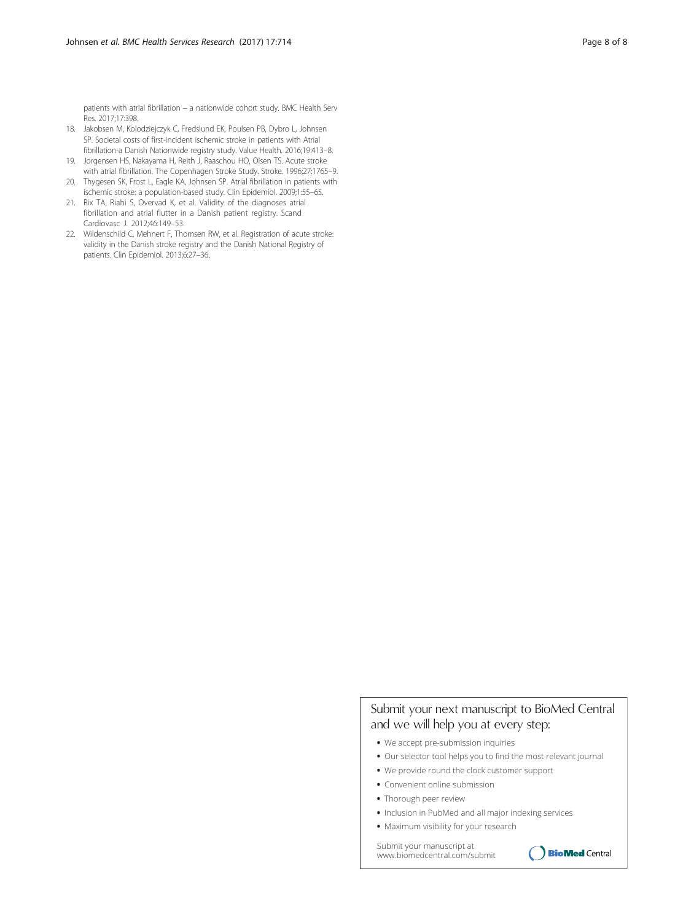patients with atrial fibrillation – a nationwide cohort study. BMC Health Serv Res. 2017;17:398.

18. Jakobsen M, Kolodziejczyk C, Fredslund EK, Poulsen PB, Dybro L, Johnsen SP. Societal costs of first-incident ischemic stroke in patients with Atrial fibrillation-a Danish Nationwide registry study. Value Health. 2016;19:413–8.
19. Jorgensen HS, Nakayama H, Reith J, Raaschou HO, Olsen TS. Acute stroke with atrial fibrillation. The Copenhagen Stroke Study. Stroke. 1996;27:1765–9.
20. Thygesen SK, Frost L, Eagle KA, Johnsen SP. Atrial fibrillation in patients with ischemic stroke: a population-based study. Clin Epidemiol. 2009;1:55–65.
21. Rix TA, Riahi S, Overvad K, et al. Validity of the diagnoses atrial fibrillation and atrial flutter in a Danish patient registry. Scand Cardiovasc J. 2012;46:149–53.
22. Wildenschild C, Mehnert F, Thomsen RW, et al. Registration of acute stroke: validity in the Danish stroke registry and the Danish National Registry of patients. Clin Epidemiol. 2013;6:27–36.

Submit your next manuscript to BioMed Central and we will help you at every step:

- We accept pre-submission inquiries
- Our selector tool helps you to find the most relevant journal
- We provide round the clock customer support
- Convenient online submission
- Thorough peer review
- Inclusion in PubMed and all major indexing services
- Maximum visibility for your research

Submit your manuscript at www.biomedcentral.com/submit

BioMed Central